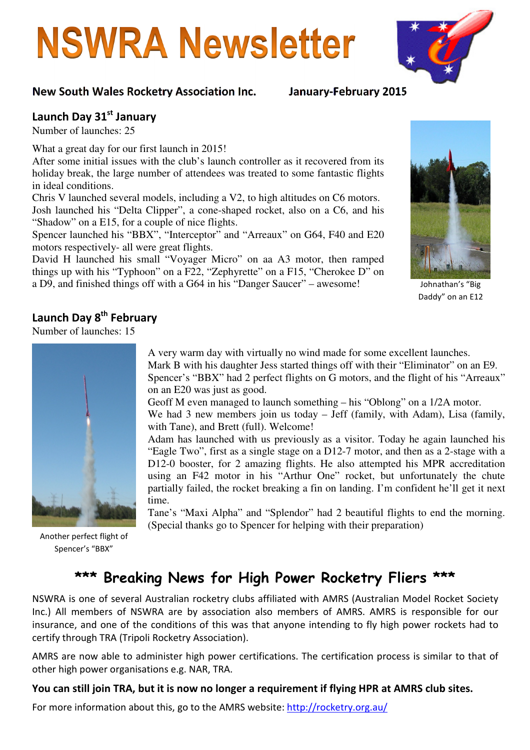# NSWRA Newsletter

**New South Wales Rocketry Association Inc.** **January-February 2015**

## Launch Day 31st January

Number of launches: 25

What a great day for our first launch in 2015!
After some initial issues with the club's launch controller as it recovered from its holiday break, the large number of attendees was treated to some fantastic flights in ideal conditions.
Chris V launched several models, including a V2, to high altitudes on C6 motors.
Josh launched his "Delta Clipper", a cone-shaped rocket, also on a C6, and his "Shadow" on a E15, for a couple of nice flights.
Spencer launched his "BBX", "Interceptor" and "Arreaux" on G64, F40 and E20 motors respectively- all were great flights.
David H launched his small "Voyager Micro" on aa A3 motor, then ramped things up with his "Typhoon" on a F22, "Zephyrette" on a F15, "Cherokee D" on a D9, and finished things off with a G64 in his "Danger Saucer" – awesome!

Johnathan's "Big Daddy" on an E12

## Launch Day 8th February

Number of launches: 15

A very warm day with virtually no wind made for some excellent launches.
Mark B with his daughter Jess started things off with their "Eliminator" on an E9.
Spencer's "BBX" had 2 perfect flights on G motors, and the flight of his "Arreaux" on an E20 was just as good.
Geoff M even managed to launch something – his "Oblong" on a 1/2A motor.
We had 3 new members join us today – Jeff (family, with Adam), Lisa (family, with Tane), and Brett (full). Welcome!
Adam has launched with us previously as a visitor. Today he again launched his "Eagle Two", first as a single stage on a D12-7 motor, and then as a 2-stage with a D12-0 booster, for 2 amazing flights. He also attempted his MPR accreditation using an F42 motor in his "Arthur One" rocket, but unfortunately the chute partially failed, the rocket breaking a fin on landing. I'm confident he'll get it next time.
Tane's "Maxi Alpha" and "Splendor" had 2 beautiful flights to end the morning. (Special thanks go to Spencer for helping with their preparation)

Another perfect flight of Spencer's "BBX"

## *** Breaking News for High Power Rocketry Fliers ***

NSWRA is one of several Australian rocketry clubs affiliated with AMRS (Australian Model Rocket Society Inc.) All members of NSWRA are by association also members of AMRS. AMRS is responsible for our insurance, and one of the conditions of this was that anyone intending to fly high power rockets had to certify through TRA (Tripoli Rocketry Association).

AMRS are now able to administer high power certifications. The certification process is similar to that of other high power organisations e.g. NAR, TRA.

**You can still join TRA, but it is now no longer a requirement if flying HPR at AMRS club sites.**

For more information about this, go to the AMRS website: http://rocketry.org.au/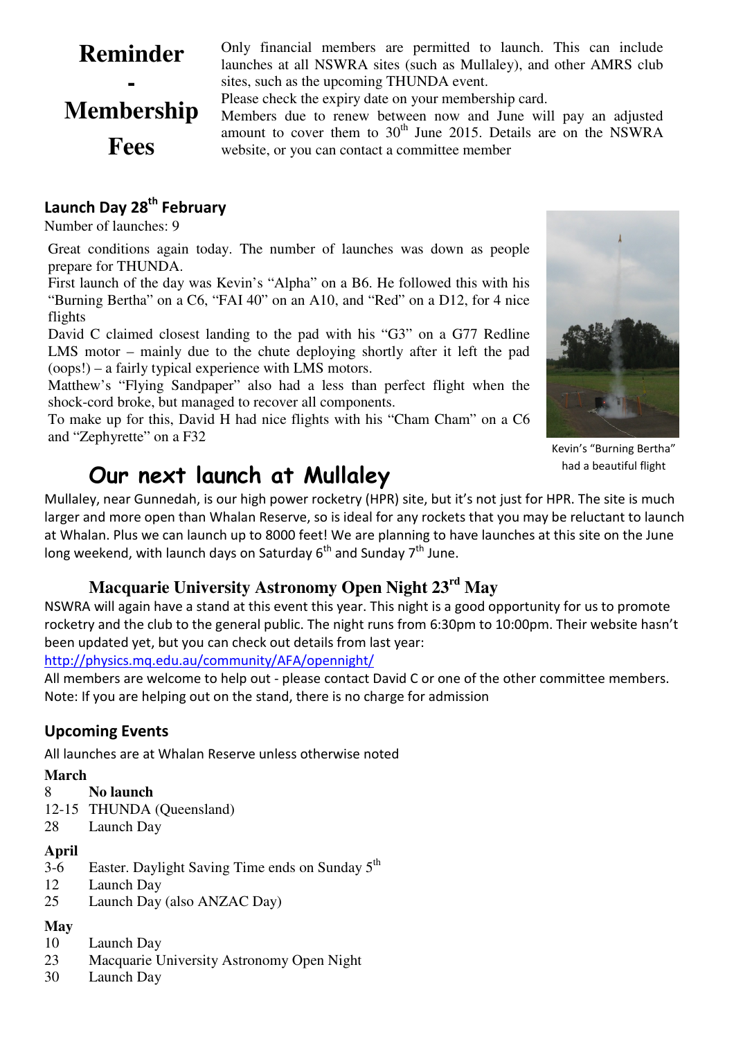## Reminder - Membership Fees

Only financial members are permitted to launch. This can include launches at all NSWRA sites (such as Mullaley), and other AMRS club sites, such as the upcoming THUNDA event.
Please check the expiry date on your membership card.
Members due to renew between now and June will pay an adjusted amount to cover them to 30th June 2015. Details are on the NSWRA website, or you can contact a committee member

### Launch Day 28th February

Number of launches: 9

Great conditions again today. The number of launches was down as people prepare for THUNDA.
First launch of the day was Kevin's "Alpha" on a B6. He followed this with his "Burning Bertha" on a C6, "FAI 40" on an A10, and "Red" on a D12, for 4 nice flights
David C claimed closest landing to the pad with his "G3" on a G77 Redline LMS motor – mainly due to the chute deploying shortly after it left the pad (oops!) – a fairly typical experience with LMS motors.
Matthew's "Flying Sandpaper" also had a less than perfect flight when the shock-cord broke, but managed to recover all components.
To make up for this, David H had nice flights with his "Cham Cham" on a C6 and "Zephyrette" on a F32

Kevin's "Burning Bertha" had a beautiful flight

## Our next launch at Mullaley

Mullaley, near Gunnedah, is our high power rocketry (HPR) site, but it's not just for HPR. The site is much larger and more open than Whalan Reserve, so is ideal for any rockets that you may be reluctant to launch at Whalan. Plus we can launch up to 8000 feet! We are planning to have launches at this site on the June long weekend, with launch days on Saturday 6th and Sunday 7th June.

### Macquarie University Astronomy Open Night 23rd May

NSWRA will again have a stand at this event this year. This night is a good opportunity for us to promote rocketry and the club to the general public. The night runs from 6:30pm to 10:00pm. Their website hasn't been updated yet, but you can check out details from last year:
http://physics.mq.edu.au/community/AFA/opennight/
All members are welcome to help out - please contact David C or one of the other committee members.
Note: If you are helping out on the stand, there is no charge for admission

### Upcoming Events

All launches are at Whalan Reserve unless otherwise noted

**March**

8 **No launch**
12-15 THUNDA (Queensland)
28 Launch Day

**April**

3-6 Easter. Daylight Saving Time ends on Sunday 5th
12 Launch Day
25 Launch Day (also ANZAC Day)

**May**

10 Launch Day
23 Macquarie University Astronomy Open Night
30 Launch Day